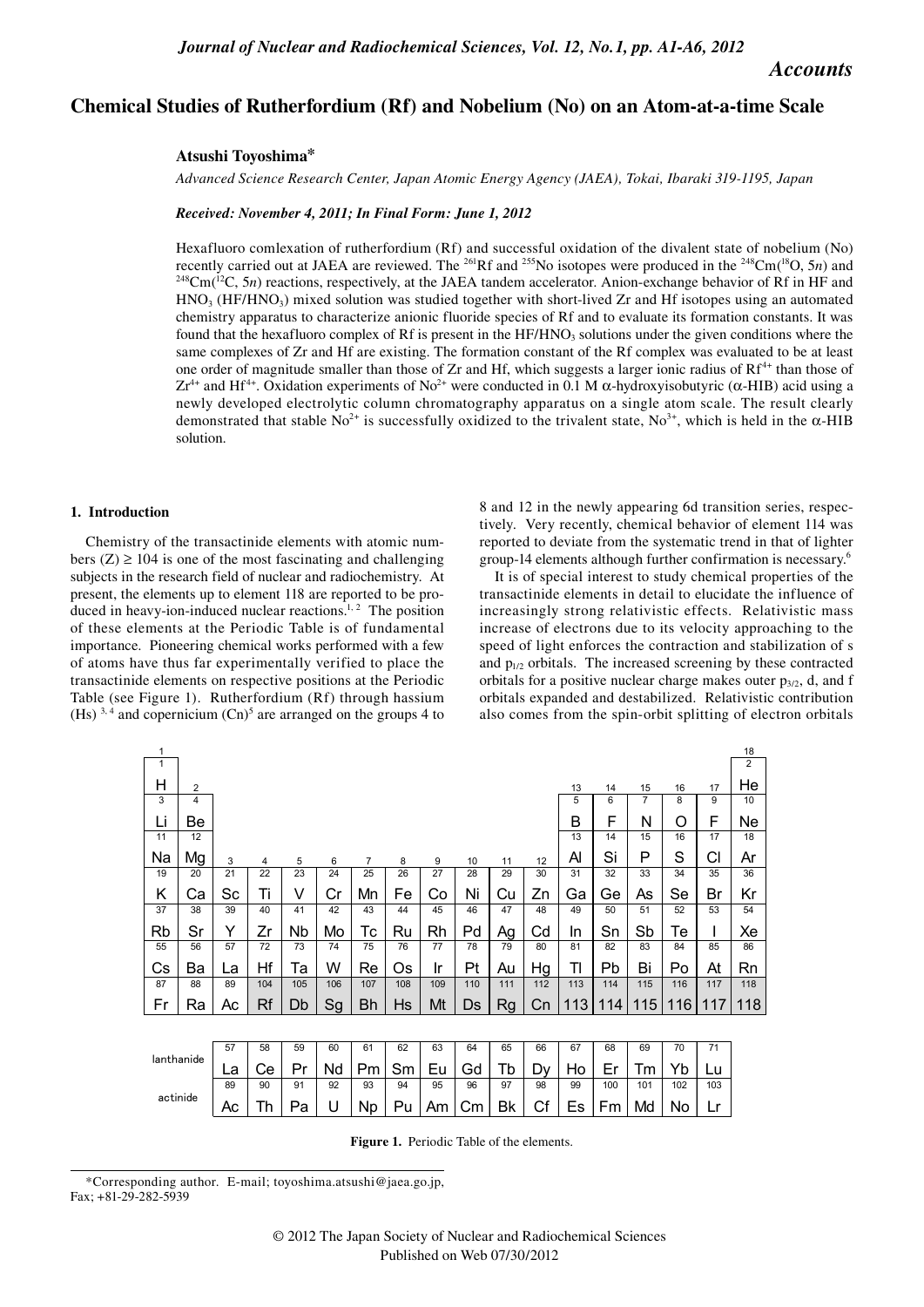# Chemical Studies of Rutherfordium (Rf) and Nobelium (No) on an Atom-at-a-time Scale

**Atsushi Toyoshima***

*Advanced Science Research Center, Japan Atomic Energy Agency (JAEA), Tokai, Ibaraki 319-1195, Japan*

***Received: November 4, 2011; In Final Form: June 1, 2012***

Hexafluoro comlexation of rutherfordium (Rf) and successful oxidation of the divalent state of nobelium (No) recently carried out at JAEA are reviewed. The $^{261}$Rf and $^{255}$No isotopes were produced in the $^{248}$Cm($^{18}$O, 5*n*) and $^{248}$Cm($^{12}$C, 5*n*) reactions, respectively, at the JAEA tandem accelerator. Anion-exchange behavior of Rf in HF and $HNO_3$ ($HF/HNO_3$) mixed solution was studied together with short-lived Zr and Hf isotopes using an automated chemistry apparatus to characterize anionic fluoride species of Rf and to evaluate its formation constants. It was found that the hexafluoro complex of Rf is present in the $HF/HNO_3$ solutions under the given conditions where the same complexes of Zr and Hf are existing. The formation constant of the Rf complex was evaluated to be at least one order of magnitude smaller than those of Zr and Hf, which suggests a larger ionic radius of $Rf^{4+}$ than those of $Zr^{4+}$ and $Hf^{4+}$. Oxidation experiments of $No^{2+}$ were conducted in 0.1 M α-hydroxyisobutyric (α-HIB) acid using a newly developed electrolytic column chromatography apparatus on a single atom scale. The result clearly demonstrated that stable $No^{2+}$ is successfully oxidized to the trivalent state, $No^{3+}$, which is held in the α-HIB solution.

## 1. Introduction

Chemistry of the transactinide elements with atomic numbers (Z) ≥ 104 is one of the most fascinating and challenging subjects in the research field of nuclear and radiochemistry. At present, the elements up to element 118 are reported to be produced in heavy-ion-induced nuclear reactions.[1, 2] The position of these elements at the Periodic Table is of fundamental importance. Pioneering chemical works performed with a few of atoms have thus far experimentally verified to place the transactinide elements on respective positions at the Periodic Table (see Figure 1). Rutherfordium (Rf) through hassium (Hs) [3, 4] and copernicium (Cn)[5] are arranged on the groups 4 to 8 and 12 in the newly appearing 6d transition series, respectively. Very recently, chemical behavior of element 114 was reported to deviate from the systematic trend in that of lighter group-14 elements although further confirmation is necessary.[6]

It is of special interest to study chemical properties of the transactinide elements in detail to elucidate the influence of increasingly strong relativistic effects. Relativistic mass increase of electrons due to its velocity approaching to the speed of light enforces the contraction and stabilization of s and $p_{1/2}$ orbitals. The increased screening by these contracted orbitals for a positive nuclear charge makes outer $p_{3/2}$, d, and f orbitals expanded and destabilized. Relativistic contribution also comes from the spin-orbit splitting of electron orbitals

| 1 | 2 | 3 | 4 | 5 | 6 | 7 | 8 | 9 | 10 | 11 | 12 | 13 | 14 | 15 | 16 | 17 | 18 |
|---|---|---|---|---|---|---|---|---|---|---|---|---|---|---|---|---|---|
| 1 H | | | | | | | | | | | | | | | | | 2 He |
| 3 Li | 4 Be | | | | | | | | | | | 5 B | 6 F | 7 N | 8 O | 9 F | 10 Ne |
| 11 Na | 12 Mg | | | | | | | | | | | 13 Al | 14 Si | 15 P | 16 S | 17 Cl | 18 Ar |
| 19 K | 20 Ca | 21 Sc | 22 Ti | 23 V | 24 Cr | 25 Mn | 26 Fe | 27 Co | 28 Ni | 29 Cu | 30 Zn | 31 Ga | 32 Ge | 33 As | 34 Se | 35 Br | 36 Kr |
| 37 Rb | 38 Sr | 39 Y | 40 Zr | 41 Nb | 42 Mo | 43 Tc | 44 Ru | 45 Rh | 46 Pd | 47 Ag | 48 Cd | 49 In | 50 Sn | 51 Sb | 52 Te | 53 I | 54 Xe |
| 55 Cs | 56 Ba | 57 La | 72 Hf | 73 Ta | 74 W | 75 Re | 76 Os | 77 Ir | 78 Pt | 79 Au | 80 Hg | 81 Tl | 82 Pb | 83 Bi | 84 Po | 85 At | 86 Rn |
| 87 Fr | 88 Ra | 89 Ac | 104 Rf | 105 Db | 106 Sg | 107 Bh | 108 Hs | 109 Mt | 110 Ds | 111 Rg | 112 Cn | 113 | 114 | 115 | 116 | 117 | 118 |

| | | | | | | | | | | | | | | | |
|---|---|---|---|---|---|---|---|---|---|---|---|---|---|---|---|
| lanthanide | 57 La | 58 Ce | 59 Pr | 60 Nd | 61 Pm | 62 Sm | 63 Eu | 64 Gd | 65 Tb | 66 Dy | 67 Ho | 68 Er | 69 Tm | 70 Yb | 71 Lu |
| actinide | 89 Ac | 90 Th | 91 Pa | 92 U | 93 Np | 94 Pu | 95 Am | 96 Cm | 97 Bk | 98 Cf | 99 Es | 100 Fm | 101 Md | 102 No | 103 Lr |

**Figure 1.** Periodic Table of the elements.

*Corresponding author. E-mail; toyoshima.atsushi@jaea.go.jp, Fax; +81-29-282-5939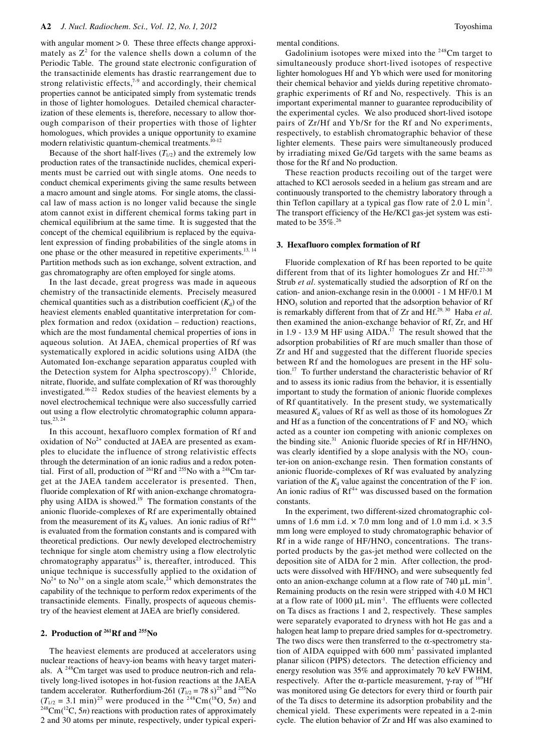with angular moment > 0. These three effects change approximately as $Z^2$ for the valence shells down a column of the Periodic Table. The ground state electronic configuration of the transactinide elements has drastic rearrangement due to strong relativistic effects,[7-9] and accordingly, their chemical properties cannot be anticipated simply from systematic trends in those of lighter homologues. Detailed chemical characterization of these elements is, therefore, necessary to allow thorough comparison of their properties with those of lighter homologues, which provides a unique opportunity to examine modern relativistic quantum-chemical treatments.[10-12]

Because of the short half-lives ($T_{1/2}$) and the extremely low production rates of the transactinide nuclides, chemical experiments must be carried out with single atoms. One needs to conduct chemical experiments giving the same results between a macro amount and single atoms. For single atoms, the classical law of mass action is no longer valid because the single atom cannot exist in different chemical forms taking part in chemical equilibrium at the same time. It is suggested that the concept of the chemical equilibrium is replaced by the equivalent expression of finding probabilities of the single atoms in one phase or the other measured in repetitive experiments.[13, 14] Partition methods such as ion exchange, solvent extraction, and gas chromatography are often employed for single atoms.

In the last decade, great progress was made in aqueous chemistry of the transactinide elements. Precisely measured chemical quantities such as a distribution coefficient ($K_d$) of the heaviest elements enabled quantitative interpretation for complex formation and redox (oxidation – reduction) reactions, which are the most fundamental chemical properties of ions in aqueous solution. At JAEA, chemical properties of Rf was systematically explored in acidic solutions using AIDA (the Automated Ion-exchange separation apparatus coupled with the Detection system for Alpha spectroscopy).[15] Chloride, nitrate, fluoride, and sulfate complexation of Rf was thoroughly investigated.[16-22] Redox studies of the heaviest elements by a novel electrochemical technique were also successfully carried out using a flow electrolytic chromatographic column apparatus.[23, 24]

In this account, hexafluoro complex formation of Rf and oxidation of $No^{2+}$ conducted at JAEA are presented as examples to elucidate the influence of strong relativistic effects through the determination of an ionic radius and a redox potential. First of all, production of $^{261}$Rf and $^{255}$No with a $^{248}$Cm target at the JAEA tandem accelerator is presented. Then, fluoride complexation of Rf with anion-exchange chromatography using AIDA is showed.[19] The formation constants of the anionic fluoride-complexes of Rf are experimentally obtained from the measurement of its $K_d$ values. An ionic radius of $Rf^{4+}$ is evaluated from the formation constants and is compared with theoretical predictions. Our newly developed electrochemistry technique for single atom chemistry using a flow electrolytic chromatography apparatus[23] is, thereafter, introduced. This unique technique is successfully applied to the oxidation of $No^{2+}$ to $No^{3+}$ on a single atom scale,[24] which demonstrates the capability of the technique to perform redox experiments of the transactinide elements. Finally, prospects of aqueous chemistry of the heaviest element at JAEA are briefly considered.

## 2. Production of $^{261}$Rf and $^{255}$No

The heaviest elements are produced at accelerators using nuclear reactions of heavy-ion beams with heavy target materials. A $^{248}$Cm target was used to produce neutron-rich and relatively long-lived isotopes in hot-fusion reactions at the JAEA tandem accelerator. Rutherfordium-261 ($T_{1/2}$ = 78 s)[25] and $^{255}$No ($T_{1/2}$ = 3.1 min)[25] were produced in the $^{248}$Cm($^{18}$O, 5*n*) and $^{248}$Cm($^{12}$C, 5*n*) reactions with production rates of approximately 2 and 30 atoms per minute, respectively, under typical experimental conditions.

Gadolinium isotopes were mixed into the $^{248}$Cm target to simultaneously produce short-lived isotopes of respective lighter homologues Hf and Yb which were used for monitoring their chemical behavior and yields during repetitive chromatographic experiments of Rf and No, respectively. This is an important experimental manner to guarantee reproducibility of the experimental cycles. We also produced short-lived isotope pairs of Zr/Hf and Yb/Sr for the Rf and No experiments, respectively, to establish chromatographic behavior of these lighter elements. These pairs were simultaneously produced by irradiating mixed Ge/Gd targets with the same beams as those for the Rf and No production.

These reaction products recoiling out of the target were attached to KCl aerosols seeded in a helium gas stream and are continuously transported to the chemistry laboratory through a thin Teflon capillary at a typical gas flow rate of 2.0 L min$^{-1}$. The transport efficiency of the He/KCl gas-jet system was estimated to be 35%.[26]

## 3. Hexafluoro complex formation of Rf

Fluoride complexation of Rf has been reported to be quite different from that of its lighter homologues Zr and Hf.[27-30] Strub *et al*. systematically studied the adsorption of Rf on the cation- and anion-exchange resin in the 0.0001 - 1 M HF/0.1 M $HNO_3$ solution and reported that the adsorption behavior of Rf is remarkably different from that of Zr and Hf.[29, 30] Haba *et al*. then examined the anion-exchange behavior of Rf, Zr, and Hf in 1.9 - 13.9 M HF using AIDA.[17] The result showed that the adsorption probabilities of Rf are much smaller than those of Zr and Hf and suggested that the different fluoride species between Rf and the homologues are present in the HF solution.[17] To further understand the characteristic behavior of Rf and to assess its ionic radius from the behavior, it is essentially important to study the formation of anionic fluoride complexes of Rf quantitatively. In the present study, we systematically measured $K_d$ values of Rf as well as those of its homologues Zr and Hf as a function of the concentrations of $F^-$ and $NO_3^-$ which acted as a counter ion competing with anionic complexes on the binding site.[31] Anionic fluoride species of Rf in HF/$HNO_3$ was clearly identified by a slope analysis with the $NO_3^-$ counter-ion on anion-exchange resin. Then formation constants of anionic fluoride-complexes of Rf was evaluated by analyzing variation of the $K_d$ value against the concentration of the $F^-$ ion. An ionic radius of $Rf^{4+}$ was discussed based on the formation constants.

In the experiment, two different-sized chromatographic columns of 1.6 mm i.d. × 7.0 mm long and of 1.0 mm i.d. × 3.5 mm long were employed to study chromatographic behavior of Rf in a wide range of HF/$HNO_3$ concentrations. The transported products by the gas-jet method were collected on the deposition site of AIDA for 2 min. After collection, the products were dissolved with HF/$HNO_3$ and were subsequently fed onto an anion-exchange column at a flow rate of 740 μL min$^{-1}$. Remaining products on the resin were stripped with 4.0 M HCl at a flow rate of 1000 μL min$^{-1}$. The effluents were collected on Ta discs as fractions 1 and 2, respectively. These samples were separately evaporated to dryness with hot He gas and a halogen heat lamp to prepare dried samples for α-spectrometry. The two discs were then transferred to the α-spectrometry station of AIDA equipped with 600 mm$^2$ passivated implanted planar silicon (PIPS) detectors. The detection efficiency and energy resolution was 35% and approximately 70 keV FWHM, respectively. After the α-particle measurement, γ-ray of $^{169}$Hf was monitored using Ge detectors for every third or fourth pair of the Ta discs to determine its adsorption probability and the chemical yield. These experiments were repeated in a 2-min cycle. The elution behavior of Zr and Hf was also examined to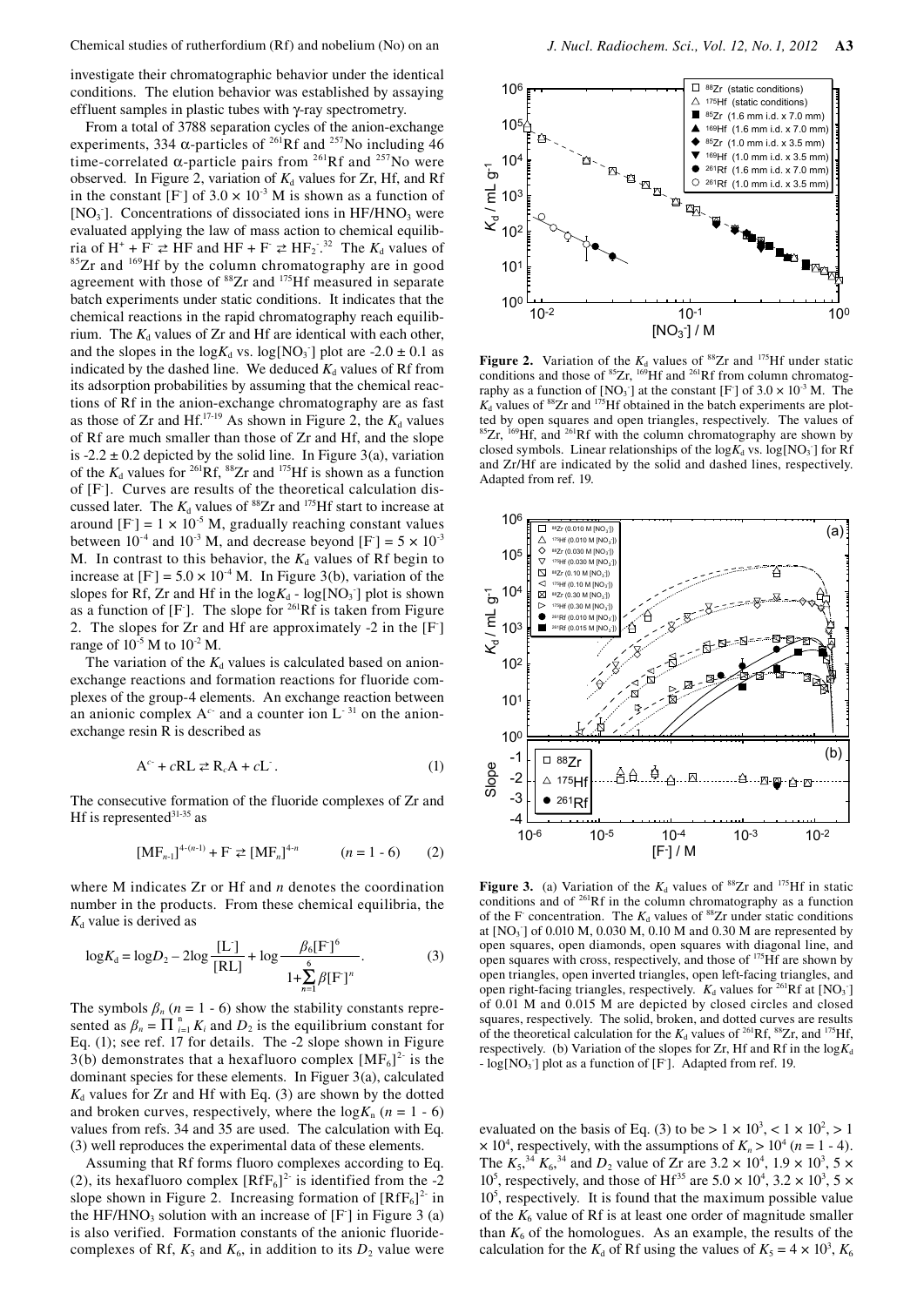investigate their chromatographic behavior under the identical conditions. The elution behavior was established by assaying effluent samples in plastic tubes with γ-ray spectrometry.

From a total of 3788 separation cycles of the anion-exchange experiments, 334 α-particles of $^{261}$Rf and $^{257}$No including 46 time-correlated α-particle pairs from $^{261}$Rf and $^{257}$No were observed. In Figure 2, variation of $K_d$ values for Zr, Hf, and Rf in the constant [$F^-$] of $3.0 \times 10^{-3}$ M is shown as a function of [$NO_3^-$]. Concentrations of dissociated ions in $HF/HNO_3$ were evaluated applying the law of mass action to chemical equilibria of $H^+ + F^- \rightleftarrows HF$ and $HF + F^- \rightleftarrows HF_2^-$.[32] The $K_d$ values of $^{85}$Zr and $^{169}$Hf by the column chromatography are in good agreement with those of $^{88}$Zr and $^{175}$Hf measured in separate batch experiments under static conditions. It indicates that the chemical reactions in the rapid chromatography reach equilibrium. The $K_d$ values of Zr and Hf are identical with each other, and the slopes in the $\log K_d$ vs. $\log[NO_3^-]$ plot are $-2.0 \pm 0.1$ as indicated by the dashed line. We deduced $K_d$ values of Rf from its adsorption probabilities by assuming that the chemical reactions of Rf in the anion-exchange chromatography are as fast as those of Zr and Hf.[17-19] As shown in Figure 2, the $K_d$ values of Rf are much smaller than those of Zr and Hf, and the slope is $-2.2 \pm 0.2$ depicted by the solid line. In Figure 3(a), variation of the $K_d$ values for $^{261}$Rf, $^{88}$Zr and $^{175}$Hf is shown as a function of [$F^-$]. Curves are results of the theoretical calculation discussed later. The $K_d$ values of $^{88}$Zr and $^{175}$Hf start to increase at around [$F^-$] = $1 \times 10^{-5}$ M, gradually reaching constant values between $10^{-4}$ and $10^{-3}$ M, and decrease beyond [$F^-$] = $5 \times 10^{-3}$ M. In contrast to this behavior, the $K_d$ values of Rf begin to increase at [$F^-$] = $5.0 \times 10^{-4}$ M. In Figure 3(b), variation of the slopes for Rf, Zr and Hf in the $\log K_d$ - $\log[NO_3^-]$ plot is shown as a function of [$F^-$]. The slope for $^{261}$Rf is taken from Figure 2. The slopes for Zr and Hf are approximately -2 in the [$F^-$] range of $10^{-5}$ M to $10^{-2}$ M.

The variation of the $K_d$ values is calculated based on anion-exchange reactions and formation reactions for fluoride complexes of the group-4 elements. An exchange reaction between an anionic complex $A^{c-}$ and a counter ion $L^-$ [31] on the anion-exchange resin R is described as

$$A^{c-} + cRL \rightleftarrows R_cA + cL^-. \qquad (1)$$

The consecutive formation of the fluoride complexes of Zr and Hf is represented[31-35] as

$$[MF_{n-1}]^{4-(n-1)} + F^- \rightleftarrows [MF_n]^{4-n} \qquad (n = 1 - 6) \qquad (2)$$

where M indicates Zr or Hf and $n$ denotes the coordination number in the products. From these chemical equilibria, the $K_d$ value is derived as

$$\log K_d = \log D_2 - 2\log\frac{[L^-]}{[RL]} + \log\frac{\beta_6[F^-]^6}{1+\sum_{n=1}^{6}\beta[F^-]^n}. \qquad (3)$$

The symbols $\beta_n$ ($n$ = 1 - 6) show the stability constants represented as $\beta_n = \prod_{i=1}^{n} K_i$ and $D_2$ is the equilibrium constant for Eq. (1); see ref. 17 for details. The -2 slope shown in Figure 3(b) demonstrates that a hexafluoro complex $[MF_6]^{2-}$ is the dominant species for these elements. In Figuer 3(a), calculated $K_d$ values for Zr and Hf with Eq. (3) are shown by the dotted and broken curves, respectively, where the $\log K_n$ ($n$ = 1 - 6) values from refs. 34 and 35 are used. The calculation with Eq. (3) well reproduces the experimental data of these elements.

Assuming that Rf forms fluoro complexes according to Eq. (2), its hexafluoro complex $[RfF_6]^{2-}$ is identified from the -2 slope shown in Figure 2. Increasing formation of $[RfF_6]^{2-}$ in the $HF/HNO_3$ solution with an increase of [$F^-$] in Figure 3 (a) is also verified. Formation constants of the anionic fluoride-complexes of Rf, $K_5$ and $K_6$, in addition to its $D_2$ value were evaluated on the basis of Eq. (3) to be $> 1 \times 10^3$, $< 1 \times 10^2$, $> 1 \times 10^4$, respectively, with the assumptions of $K_n > 10^4$ ($n$ = 1 - 4). The $K_5$,[34] $K_6$,[34] and $D_2$ value of Zr are $3.2 \times 10^4$, $1.9 \times 10^3$, $5 \times 10^5$, respectively, and those of Hf[35] are $5.0 \times 10^4$, $3.2 \times 10^3$, $5 \times 10^5$, respectively. It is found that the maximum possible value of the $K_6$ value of Rf is at least one order of magnitude smaller than $K_6$ of the homologues. As an example, the results of the calculation for the $K_d$ of Rf using the values of $K_5 = 4 \times 10^3$, $K_6$

**Figure 2.** Variation of the $K_d$ values of $^{88}$Zr and $^{175}$Hf under static conditions and those of $^{85}$Zr, $^{169}$Hf and $^{261}$Rf from column chromatography as a function of [$NO_3^-$] at the constant [$F^-$] of $3.0 \times 10^{-3}$ M. The $K_d$ values of $^{88}$Zr and $^{175}$Hf obtained in the batch experiments are plotted by open squares and open triangles, respectively. The values of $^{85}$Zr, $^{169}$Hf, and $^{261}$Rf with the column chromatography are shown by closed symbols. Linear relationships of the $\log K_d$ vs. $\log[NO_3^-]$ for Rf and Zr/Hf are indicated by the solid and dashed lines, respectively. Adapted from ref. 19.

**Figure 3.** (a) Variation of the $K_d$ values of $^{88}$Zr and $^{175}$Hf in static conditions and of $^{261}$Rf in the column chromatography as a function of the $F^-$ concentration. The $K_d$ values of $^{88}$Zr under static conditions at [$NO_3^-$] of 0.010 M, 0.030 M, 0.10 M and 0.30 M are represented by open squares, open diamonds, open squares with diagonal line, and open squares with cross, respectively, and those of $^{175}$Hf are shown by open triangles, open inverted triangles, open left-facing triangles, and open right-facing triangles, respectively. $K_d$ values for $^{261}$Rf at [$NO_3^-$] of 0.01 M and 0.015 M are depicted by closed circles and closed squares, respectively. The solid, broken, and dotted curves are results of the theoretical calculation for the $K_d$ values of $^{261}$Rf, $^{88}$Zr, and $^{175}$Hf, respectively. (b) Variation of the slopes for Zr, Hf and Rf in the $\log K_d$ - $\log[NO_3^-]$ plot as a function of [$F^-$]. Adapted from ref. 19.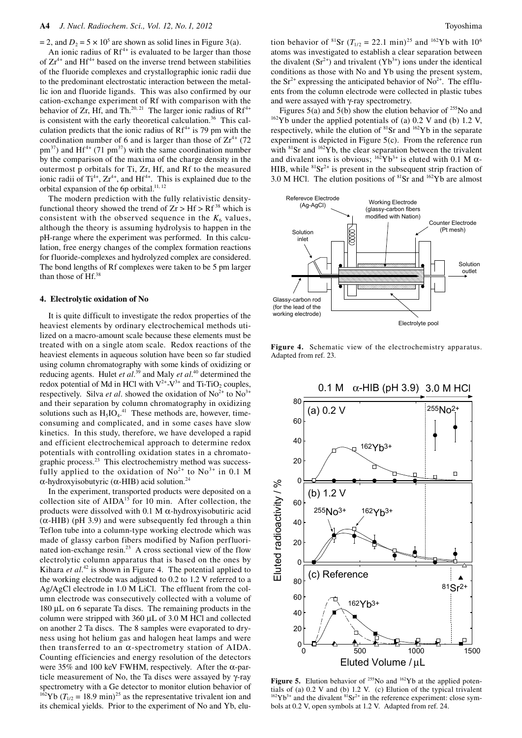$= 2$, and $D_2 = 5 \times 10^5$ are shown as solid lines in Figure 3(a).

An ionic radius of $Rf^{4+}$ is evaluated to be larger than those of $Zr^{4+}$ and $Hf^{4+}$ based on the inverse trend between stabilities of the fluoride complexes and crystallographic ionic radii due to the predominant electrostatic interaction between the metallic ion and fluoride ligands. This was also confirmed by our cation-exchange experiment of Rf with comparison with the behavior of Zr, Hf, and Th.[20, 21] The larger ionic radius of $Rf^{4+}$ is consistent with the early theoretical calculation.[36] This calculation predicts that the ionic radius of $Rf^{4+}$ is 79 pm with the coordination number of 6 and is larger than those of $Zr^{4+}$ (72 pm[37]) and $Hf^{4+}$ (71 pm[37]) with the same coordination number by the comparison of the maxima of the charge density in the outermost p orbitals for Ti, Zr, Hf, and Rf to the measured ionic radii of $Ti^{4+}$, $Zr^{4+}$, and $Hf^{4+}$. This is explained due to the orbital expansion of the 6p orbital.[11, 12]

The modern prediction with the fully relativistic density-functional theory showed the trend of Zr > Hf > Rf[38] which is consistent with the observed sequence in the $K_6$ values, although the theory is assuming hydrolysis to happen in the pH-range where the experiment was performed. In this calculation, free energy changes of the complex formation reactions for fluoride-complexes and hydrolyzed complex are considered. The bond lengths of Rf complexes were taken to be 5 pm larger than those of Hf.[38]

#### 4. Electrolytic oxidation of No

It is quite difficult to investigate the redox properties of the heaviest elements by ordinary electrochemical methods utilized on a macro-amount scale because these elements must be treated with on a single atom scale. Redox reactions of the heaviest elements in aqueous solution have been so far studied using column chromatography with some kinds of oxidizing or reducing agents. Hulet *et al*.[39] and Maly *et al*.[40] determined the redox potential of Md in HCl with $V^{2+}$-$V^{3+}$ and Ti-$TiO_2$ couples, respectively. Silva *et al*. showed the oxidation of $No^{2+}$ to $No^{3+}$ and their separation by column chromatography in oxidizing solutions such as $H_5IO_6$.[41] These methods are, however, time-consuming and complicated, and in some cases have slow kinetics. In this study, therefore, we have developed a rapid and efficient electrochemical approach to determine redox potentials with controlling oxidation states in a chromatographic process.[23] This electrochemistry method was successfully applied to the oxidation of $No^{2+}$ to $No^{3+}$ in 0.1 M α-hydroxyisobutyric (α-HIB) acid solution.[24]

In the experiment, transported products were deposited on a collection site of AIDA[15] for 10 min. After collection, the products were dissolved with 0.1 M α-hydroxyisobutiric acid (α-HIB) (pH 3.9) and were subsequently fed through a thin Teflon tube into a column-type working electrode which was made of glassy carbon fibers modified by Nafion perfluorinated ion-exchange resin.[23] A cross sectional view of the flow electrolytic column apparatus that is based on the ones by Kihara *et al*.[42] is shown in Figure 4. The potential applied to the working electrode was adjusted to 0.2 to 1.2 V referred to a Ag/AgCl electrode in 1.0 M LiCl. The effluent from the column electrode was consecutively collected with a volume of 180 μL on 6 separate Ta discs. The remaining products in the column were stripped with 360 μL of 3.0 M HCl and collected on another 2 Ta discs. The 8 samples were evaporated to dryness using hot helium gas and halogen heat lamps and were then transferred to an α-spectrometry station of AIDA. Counting efficiencies and energy resolution of the detectors were 35% and 100 keV FWHM, respectively. After the α-particle measurement of No, the Ta discs were assayed by γ-ray spectrometry with a Ge detector to monitor elution behavior of $^{162}$Yb ($T_{1/2}$ = 18.9 min)[25] as the representative trivalent ion and its chemical yields. Prior to the experiment of No and Yb, elution behavior of $^{81}$Sr ($T_{1/2}$ = 22.1 min)[25] and $^{162}$Yb with $10^6$ atoms was investigated to establish a clear separation between the divalent ($Sr^{2+}$) and trivalent ($Yb^{3+}$) ions under the identical conditions as those with No and Yb using the present system, the $Sr^{2+}$ expressing the anticipated behavior of $No^{2+}$. The effluents from the column electrode were collected in plastic tubes and were assayed with γ-ray spectrometry.

Figures 5(a) and 5(b) show the elution behavior of $^{255}$No and $^{162}$Yb under the applied potentials of (a) 0.2 V and (b) 1.2 V, respectively, while the elution of $^{81}$Sr and $^{162}$Yb in the separate experiment is depicted in Figure 5(c). From the reference run with $^{81}$Sr and $^{162}$Yb, the clear separation between the trivalent and divalent ions is obvious; $^{162}Yb^{3+}$ is eluted with 0.1 M α-HIB, while $^{81}Sr^{2+}$ is present in the subsequent strip fraction of 3.0 M HCl. The elution positions of $^{81}$Sr and $^{162}$Yb are almost

**Figure 4.** Schematic view of the electrochemistry apparatus. Adapted from ref. 23.

**Figure 5.** Elution behavior of $^{255}$No and $^{162}$Yb at the applied potentials of (a) 0.2 V and (b) 1.2 V. (c) Elution of the typical trivalent $^{162}Yb^{3+}$ and the divalent $^{81}Sr^{2+}$ in the reference experiment: close symbols at 0.2 V, open symbols at 1.2 V. Adapted from ref. 24.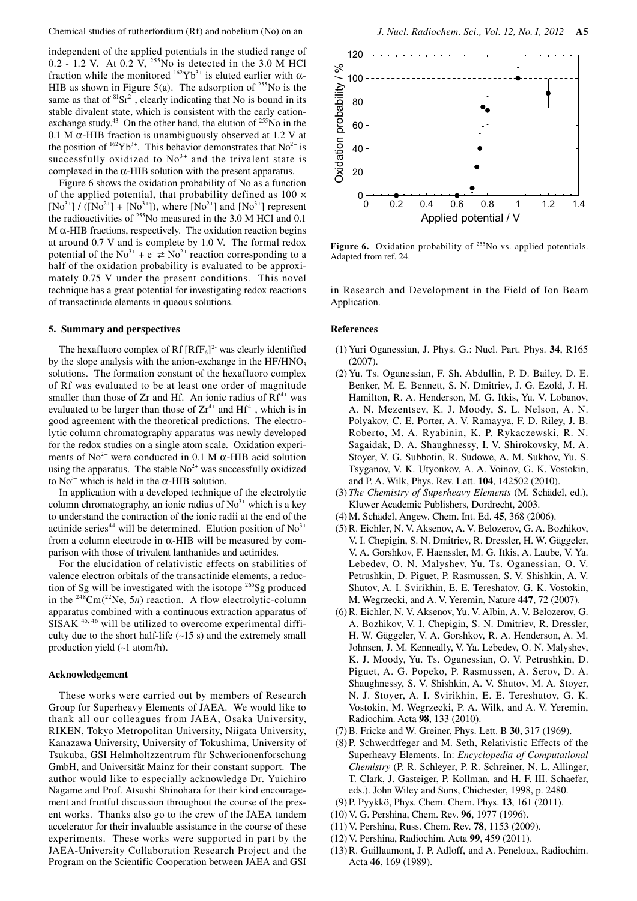independent of the applied potentials in the studied range of 0.2 - 1.2 V. At 0.2 V, $^{255}$No is detected in the 3.0 M HCl fraction while the monitored $^{162}Yb^{3+}$ is eluted earlier with α-HIB as shown in Figure 5(a). The adsorption of $^{255}$No is the same as that of $^{81}Sr^{2+}$, clearly indicating that No is bound in its stable divalent state, which is consistent with the early cation-exchange study.[43] On the other hand, the elution of $^{255}$No in the 0.1 M α-HIB fraction is unambiguously observed at 1.2 V at the position of $^{162}Yb^{3+}$. This behavior demonstrates that $No^{2+}$ is successfully oxidized to $No^{3+}$ and the trivalent state is complexed in the α-HIB solution with the present apparatus.

Figure 6 shows the oxidation probability of No as a function of the applied potential, that probability defined as $100 \times [No^{3+}] / ([No^{2+}] + [No^{3+}])$, where $[No^{2+}]$ and $[No^{3+}]$ represent the radioactivities of $^{255}$No measured in the 3.0 M HCl and 0.1 M α-HIB fractions, respectively. The oxidation reaction begins at around 0.7 V and is complete by 1.0 V. The formal redox potential of the $No^{3+} + e^- \rightleftarrows No^{2+}$ reaction corresponding to a half of the oxidation probability is evaluated to be approximately 0.75 V under the present conditions. This novel technique has a great potential for investigating redox reactions of transactinide elements in queous solutions.

**Figure 6.** Oxidation probability of $^{255}$No vs. applied potentials. Adapted from ref. 24.

## 5. Summary and perspectives

The hexafluoro complex of Rf $[RfF_6]^{2-}$ was clearly identified by the slope analysis with the anion-exchange in the HF/$HNO_3$ solutions. The formation constant of the hexafluoro complex of Rf was evaluated to be at least one order of magnitude smaller than those of Zr and Hf. An ionic radius of $Rf^{4+}$ was evaluated to be larger than those of $Zr^{4+}$ and $Hf^{4+}$, which is in good agreement with the theoretical predictions. The electrolytic column chromatography apparatus was newly developed for the redox studies on a single atom scale. Oxidation experiments of $No^{2+}$ were conducted in 0.1 M α-HIB acid solution using the apparatus. The stable $No^{2+}$ was successfully oxidized to $No^{3+}$ which is held in the α-HIB solution.

In application with a developed technique of the electrolytic column chromatography, an ionic radius of $No^{3+}$ which is a key to understand the contraction of the ionic radii at the end of the actinide series[44] will be determined. Elution position of $No^{3+}$ from a column electrode in α-HIB will be measured by comparison with those of trivalent lanthanides and actinides.

For the elucidation of relativistic effects on stabilities of valence electron orbitals of the transactinide elements, a reduction of Sg will be investigated with the isotope $^{265}$Sg produced in the $^{248}$Cm($^{22}$Ne, 5*n*) reaction. A flow electrolytic-column apparatus combined with a continuous extraction apparatus of SISAK [45, 46] will be utilized to overcome experimental difficulty due to the short half-life (~15 s) and the extremely small production yield (~1 atom/h).

## Acknowledgement

These works were carried out by members of Research Group for Superheavy Elements of JAEA. We would like to thank all our colleagues from JAEA, Osaka University, RIKEN, Tokyo Metropolitan University, Niigata University, Kanazawa University, University of Tokushima, University of Tsukuba, GSI Helmholtzzentrum für Schwerionenforschung GmbH, and Universität Mainz for their constant support. The author would like to especially acknowledge Dr. Yuichiro Nagame and Prof. Atsushi Shinohara for their kind encouragement and fruitful discussion throughout the course of the present works. Thanks also go to the crew of the JAEA tandem accelerator for their invaluable assistance in the course of these experiments. These works were supported in part by the JAEA-University Collaboration Research Project and the Program on the Scientific Cooperation between JAEA and GSI in Research and Development in the Field of Ion Beam Application.

## References

(1) Yuri Oganessian, J. Phys. G.: Nucl. Part. Phys. **34**, R165 (2007).

(2) Yu. Ts. Oganessian, F. Sh. Abdullin, P. D. Bailey, D. E. Benker, M. E. Bennett, S. N. Dmitriev, J. G. Ezold, J. H. Hamilton, R. A. Henderson, M. G. Itkis, Yu. V. Lobanov, A. N. Mezentsev, K. J. Moody, S. L. Nelson, A. N. Polyakov, C. E. Porter, A. V. Ramayya, F. D. Riley, J. B. Roberto, M. A. Ryabinin, K. P. Rykaczewski, R. N. Sagaidak, D. A. Shaughnessy, I. V. Shirokovsky, M. A. Stoyer, V. G. Subbotin, R. Sudowe, A. M. Sukhov, Yu. S. Tsyganov, V. K. Utyonkov, A. A. Voinov, G. K. Vostokin, and P. A. Wilk, Phys. Rev. Lett. **104**, 142502 (2010).

(3) *The Chemistry of Superheavy Elements* (M. Schädel, ed.), Kluwer Academic Publishers, Dordrecht, 2003.

(4) M. Schädel, Angew. Chem. Int. Ed. **45**, 368 (2006).

(5) R. Eichler, N. V. Aksenov, A. V. Belozerov, G. A. Bozhikov, V. I. Chepigin, S. N. Dmitriev, R. Dressler, H. W. Gäggeler, V. A. Gorshkov, F. Haenssler, M. G. Itkis, A. Laube, V. Ya. Lebedev, O. N. Malyshev, Yu. Ts. Oganessian, O. V. Petrushkin, D. Piguet, P. Rasmussen, S. V. Shishkin, A. V. Shutov, A. I. Svirikhin, E. E. Tereshatov, G. K. Vostokin, M. Wegrzecki, and A. V. Yeremin, Nature **447**, 72 (2007).

(6) R. Eichler, N. V. Aksenov, Yu. V. Albin, A. V. Belozerov, G. A. Bozhikov, V. I. Chepigin, S. N. Dmitriev, R. Dressler, H. W. Gäggeler, V. A. Gorshkov, R. A. Henderson, A. M. Johnsen, J. M. Kenneally, V. Ya. Lebedev, O. N. Malyshev, K. J. Moody, Yu. Ts. Oganessian, O. V. Petrushkin, D. Piguet, A. G. Popeko, P. Rasmussen, A. Serov, D. A. Shaughnessy, S. V. Shishkin, A. V. Shutov, M. A. Stoyer, N. J. Stoyer, A. I. Svirikhin, E. E. Tereshatov, G. K. Vostokin, M. Wegrzecki, P. A. Wilk, and A. V. Yeremin, Radiochim. Acta **98**, 133 (2010).

(7) B. Fricke and W. Greiner, Phys. Lett. B **30**, 317 (1969).

(8) P. Schwerdtfeger and M. Seth, Relativistic Effects of the Superheavy Elements. In: *Encyclopedia of Computational Chemistry* (P. R. Schleyer, P. R. Schreiner, N. L. Allinger, T. Clark, J. Gasteiger, P. Kollman, and H. F. III. Schaefer, eds.). John Wiley and Sons, Chichester, 1998, p. 2480.

(9) P. Pyykkö, Phys. Chem. Chem. Phys. **13**, 161 (2011).

(10) V. G. Pershina, Chem. Rev. **96**, 1977 (1996).

(11) V. Pershina, Russ. Chem. Rev. **78**, 1153 (2009).

(12) V. Pershina, Radiochim. Acta **99**, 459 (2011).

(13) R. Guillaumont, J. P. Adloff, and A. Peneloux, Radiochim. Acta **46**, 169 (1989).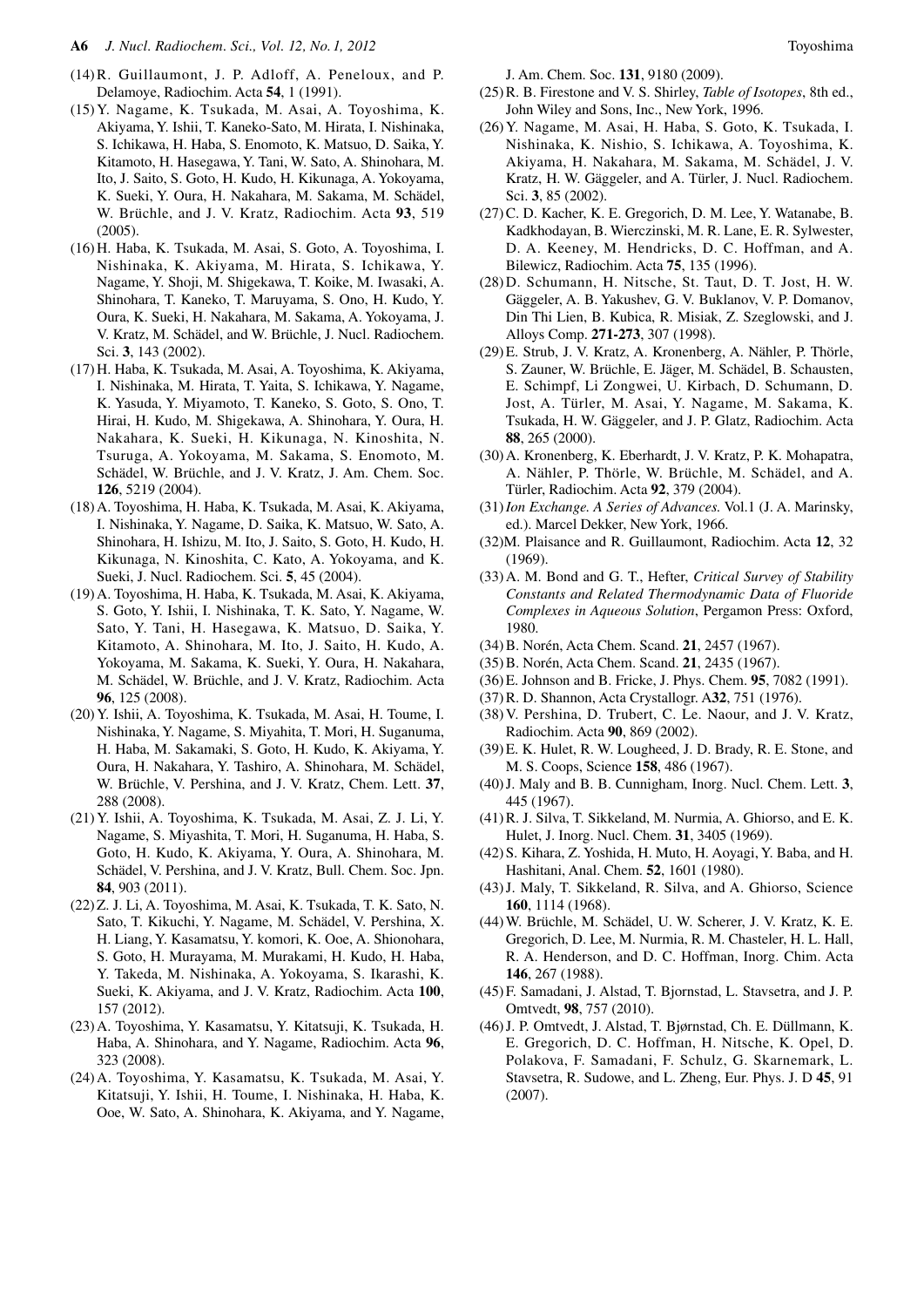(14) R. Guillaumont, J. P. Adloff, A. Peneloux, and P. Delamoye, Radiochim. Acta **54**, 1 (1991).

(15) Y. Nagame, K. Tsukada, M. Asai, A. Toyoshima, K. Akiyama, Y. Ishii, T. Kaneko-Sato, M. Hirata, I. Nishinaka, S. Ichikawa, H. Haba, S. Enomoto, K. Matsuo, D. Saika, Y. Kitamoto, H. Hasegawa, Y. Tani, W. Sato, A. Shinohara, M. Ito, J. Saito, S. Goto, H. Kudo, H. Kikunaga, A. Yokoyama, K. Sueki, Y. Oura, H. Nakahara, M. Sakama, M. Schädel, W. Brüchle, and J. V. Kratz, Radiochim. Acta **93**, 519 (2005).

(16) H. Haba, K. Tsukada, M. Asai, S. Goto, A. Toyoshima, I. Nishinaka, K. Akiyama, M. Hirata, S. Ichikawa, Y. Nagame, Y. Shoji, M. Shigekawa, T. Koike, M. Iwasaki, A. Shinohara, T. Kaneko, T. Maruyama, S. Ono, H. Kudo, Y. Oura, K. Sueki, H. Nakahara, M. Sakama, A. Yokoyama, J. V. Kratz, M. Schädel, and W. Brüchle, J. Nucl. Radiochem. Sci. **3**, 143 (2002).

(17) H. Haba, K. Tsukada, M. Asai, A. Toyoshima, K. Akiyama, I. Nishinaka, M. Hirata, T. Yaita, S. Ichikawa, Y. Nagame, K. Yasuda, Y. Miyamoto, T. Kaneko, S. Goto, S. Ono, T. Hirai, H. Kudo, M. Shigekawa, A. Shinohara, Y. Oura, H. Nakahara, K. Sueki, H. Kikunaga, N. Kinoshita, N. Tsuruga, A. Yokoyama, M. Sakama, S. Enomoto, M. Schädel, W. Brüchle, and J. V. Kratz, J. Am. Chem. Soc. **126**, 5219 (2004).

(18) A. Toyoshima, H. Haba, K. Tsukada, M. Asai, K. Akiyama, I. Nishinaka, Y. Nagame, D. Saika, K. Matsuo, W. Sato, A. Shinohara, H. Ishizu, M. Ito, J. Saito, S. Goto, H. Kudo, H. Kikunaga, N. Kinoshita, C. Kato, A. Yokoyama, and K. Sueki, J. Nucl. Radiochem. Sci. **5**, 45 (2004).

(19) A. Toyoshima, H. Haba, K. Tsukada, M. Asai, K. Akiyama, S. Goto, Y. Ishii, I. Nishinaka, T. K. Sato, Y. Nagame, W. Sato, Y. Tani, H. Hasegawa, K. Matsuo, D. Saika, Y. Kitamoto, A. Shinohara, M. Ito, J. Saito, H. Kudo, A. Yokoyama, M. Sakama, K. Sueki, Y. Oura, H. Nakahara, M. Schädel, W. Brüchle, and J. V. Kratz, Radiochim. Acta **96**, 125 (2008).

(20) Y. Ishii, A. Toyoshima, K. Tsukada, M. Asai, H. Toume, I. Nishinaka, Y. Nagame, S. Miyahita, T. Mori, H. Suganuma, H. Haba, M. Sakamaki, S. Goto, H. Kudo, K. Akiyama, Y. Oura, H. Nakahara, Y. Tashiro, A. Shinohara, M. Schädel, W. Brüchle, V. Pershina, and J. V. Kratz, Chem. Lett. **37**, 288 (2008).

(21) Y. Ishii, A. Toyoshima, K. Tsukada, M. Asai, Z. J. Li, Y. Nagame, S. Miyashita, T. Mori, H. Suganuma, H. Haba, S. Goto, H. Kudo, K. Akiyama, Y. Oura, A. Shinohara, M. Schädel, V. Pershina, and J. V. Kratz, Bull. Chem. Soc. Jpn. **84**, 903 (2011).

(22) Z. J. Li, A. Toyoshima, M. Asai, K. Tsukada, T. K. Sato, N. Sato, T. Kikuchi, Y. Nagame, M. Schädel, V. Pershina, X. H. Liang, Y. Kasamatsu, Y. komori, K. Ooe, A. Shionohara, S. Goto, H. Murayama, M. Murakami, H. Kudo, H. Haba, Y. Takeda, M. Nishinaka, A. Yokoyama, S. Ikarashi, K. Sueki, K. Akiyama, and J. V. Kratz, Radiochim. Acta **100**, 157 (2012).

(23) A. Toyoshima, Y. Kasamatsu, Y. Kitatsuji, K. Tsukada, H. Haba, A. Shinohara, and Y. Nagame, Radiochim. Acta **96**, 323 (2008).

(24) A. Toyoshima, Y. Kasamatsu, K. Tsukada, M. Asai, Y. Kitatsuji, Y. Ishii, H. Toume, I. Nishinaka, H. Haba, K. Ooe, W. Sato, A. Shinohara, K. Akiyama, and Y. Nagame, J. Am. Chem. Soc. **131**, 9180 (2009).

(25) R. B. Firestone and V. S. Shirley, *Table of Isotopes*, 8th ed., John Wiley and Sons, Inc., New York, 1996.

(26) Y. Nagame, M. Asai, H. Haba, S. Goto, K. Tsukada, I. Nishinaka, K. Nishio, S. Ichikawa, A. Toyoshima, K. Akiyama, H. Nakahara, M. Sakama, M. Schädel, J. V. Kratz, H. W. Gäggeler, and A. Türler, J. Nucl. Radiochem. Sci. **3**, 85 (2002).

(27) C. D. Kacher, K. E. Gregorich, D. M. Lee, Y. Watanabe, B. Kadkhodayan, B. Wierczinski, M. R. Lane, E. R. Sylwester, D. A. Keeney, M. Hendricks, D. C. Hoffman, and A. Bilewicz, Radiochim. Acta **75**, 135 (1996).

(28) D. Schumann, H. Nitsche, St. Taut, D. T. Jost, H. W. Gäggeler, A. B. Yakushev, G. V. Buklanov, V. P. Domanov, Din Thi Lien, B. Kubica, R. Misiak, Z. Szeglowski, and J. Alloys Comp. **271-273**, 307 (1998).

(29) E. Strub, J. V. Kratz, A. Kronenberg, A. Nähler, P. Thörle, S. Zauner, W. Brüchle, E. Jäger, M. Schädel, B. Schausten, E. Schimpf, Li Zongwei, U. Kirbach, D. Schumann, D. Jost, A. Türler, M. Asai, Y. Nagame, M. Sakama, K. Tsukada, H. W. Gäggeler, and J. P. Glatz, Radiochim. Acta **88**, 265 (2000).

(30) A. Kronenberg, K. Eberhardt, J. V. Kratz, P. K. Mohapatra, A. Nähler, P. Thörle, W. Brüchle, M. Schädel, and A. Türler, Radiochim. Acta **92**, 379 (2004).

(31) *Ion Exchange. A Series of Advances.* Vol.1 (J. A. Marinsky, ed.). Marcel Dekker, New York, 1966.

(32) M. Plaisance and R. Guillaumont, Radiochim. Acta **12**, 32 (1969).

(33) A. M. Bond and G. T., Hefter, *Critical Survey of Stability Constants and Related Thermodynamic Data of Fluoride Complexes in Aqueous Solution*, Pergamon Press: Oxford, 1980.

(34) B. Norén, Acta Chem. Scand. **21**, 2457 (1967).

(35) B. Norén, Acta Chem. Scand. **21**, 2435 (1967).

(36) E. Johnson and B. Fricke, J. Phys. Chem. **95**, 7082 (1991).

(37) R. D. Shannon, Acta Crystallogr. A**32**, 751 (1976).

(38) V. Pershina, D. Trubert, C. Le. Naour, and J. V. Kratz, Radiochim. Acta **90**, 869 (2002).

(39) E. K. Hulet, R. W. Lougheed, J. D. Brady, R. E. Stone, and M. S. Coops, Science **158**, 486 (1967).

(40) J. Maly and B. B. Cunnigham, Inorg. Nucl. Chem. Lett. **3**, 445 (1967).

(41) R. J. Silva, T. Sikkeland, M. Nurmia, A. Ghiorso, and E. K. Hulet, J. Inorg. Nucl. Chem. **31**, 3405 (1969).

(42) S. Kihara, Z. Yoshida, H. Muto, H. Aoyagi, Y. Baba, and H. Hashitani, Anal. Chem. **52**, 1601 (1980).

(43) J. Maly, T. Sikkeland, R. Silva, and A. Ghiorso, Science **160**, 1114 (1968).

(44) W. Brüchle, M. Schädel, U. W. Scherer, J. V. Kratz, K. E. Gregorich, D. Lee, M. Nurmia, R. M. Chasteler, H. L. Hall, R. A. Henderson, and D. C. Hoffman, Inorg. Chim. Acta **146**, 267 (1988).

(45) F. Samadani, J. Alstad, T. Bjornstad, L. Stavsetra, and J. P. Omtvedt, **98**, 757 (2010).

(46) J. P. Omtvedt, J. Alstad, T. Bjørnstad, Ch. E. Düllmann, K. E. Gregorich, D. C. Hoffman, H. Nitsche, K. Opel, D. Polakova, F. Samadani, F. Schulz, G. Skarnemark, L. Stavsetra, R. Sudowe, and L. Zheng, Eur. Phys. J. D **45**, 91 (2007).